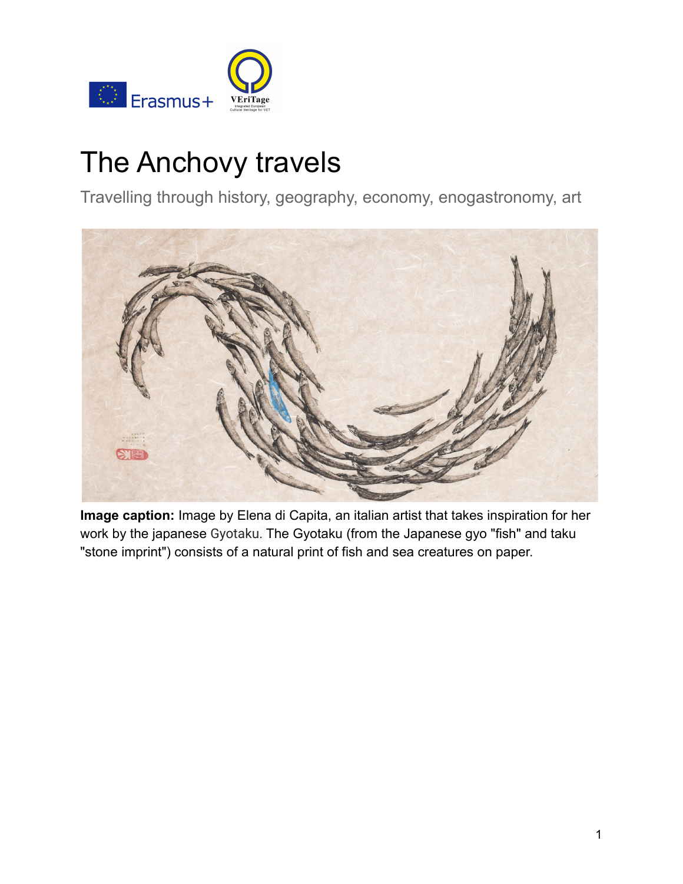# The Anchovy travels

Travelling through history, geography, economy, enogastronomy, art

**Image caption:** Image by Elena di Capita, an italian artist that takes inspiration for her work by the japanese Gyotaku. The Gyotaku (from the Japanese gyo "fish" and taku "stone imprint") consists of a natural print of fish and sea creatures on paper.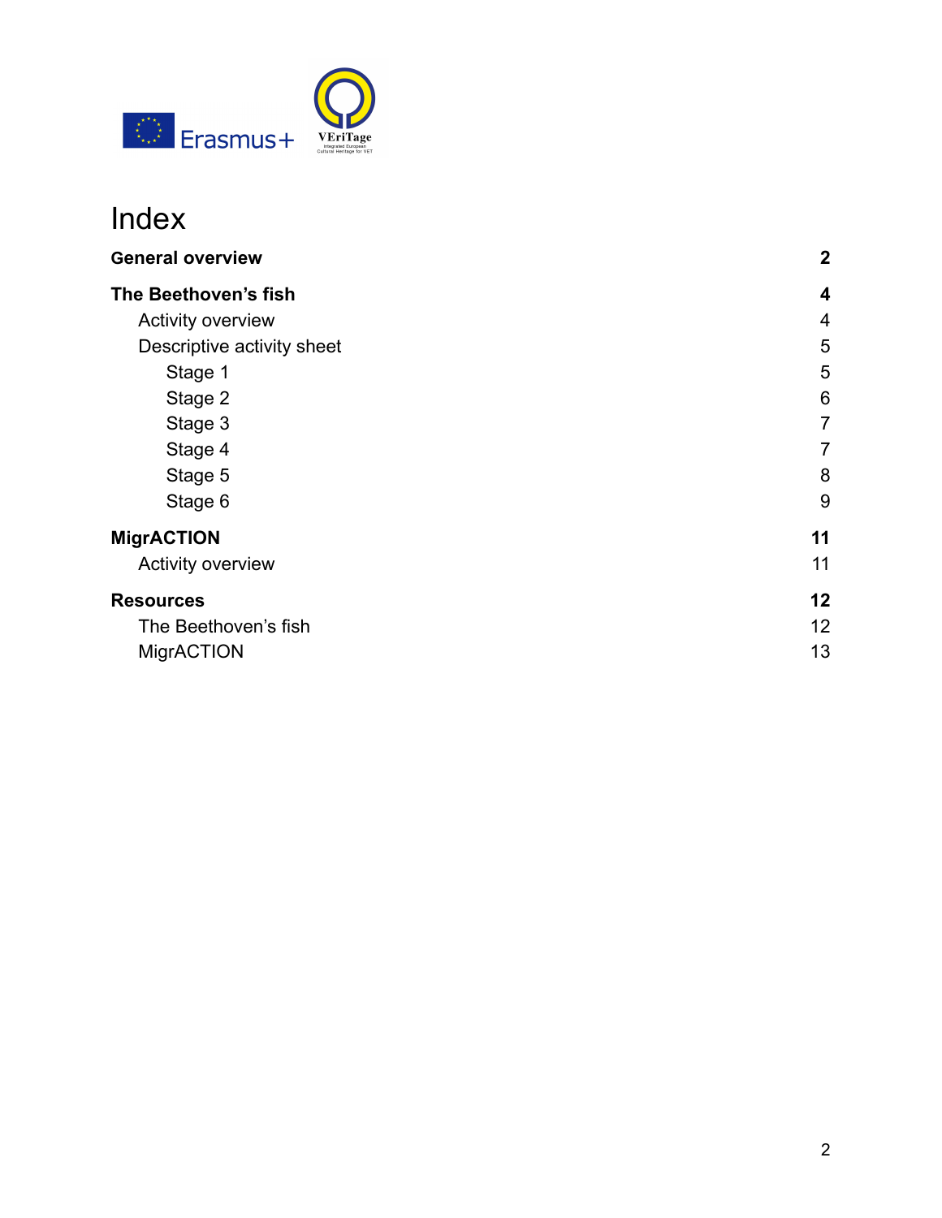# Index

| | |
|---|---|
| **General overview** | **2** |
| **The Beethoven's fish** | **4** |
| Activity overview | 4 |
| Descriptive activity sheet | 5 |
| Stage 1 | 5 |
| Stage 2 | 6 |
| Stage 3 | 7 |
| Stage 4 | 7 |
| Stage 5 | 8 |
| Stage 6 | 9 |
| **MigrACTION** | **11** |
| Activity overview | 11 |
| **Resources** | **12** |
| The Beethoven's fish | 12 |
| MigrACTION | 13 |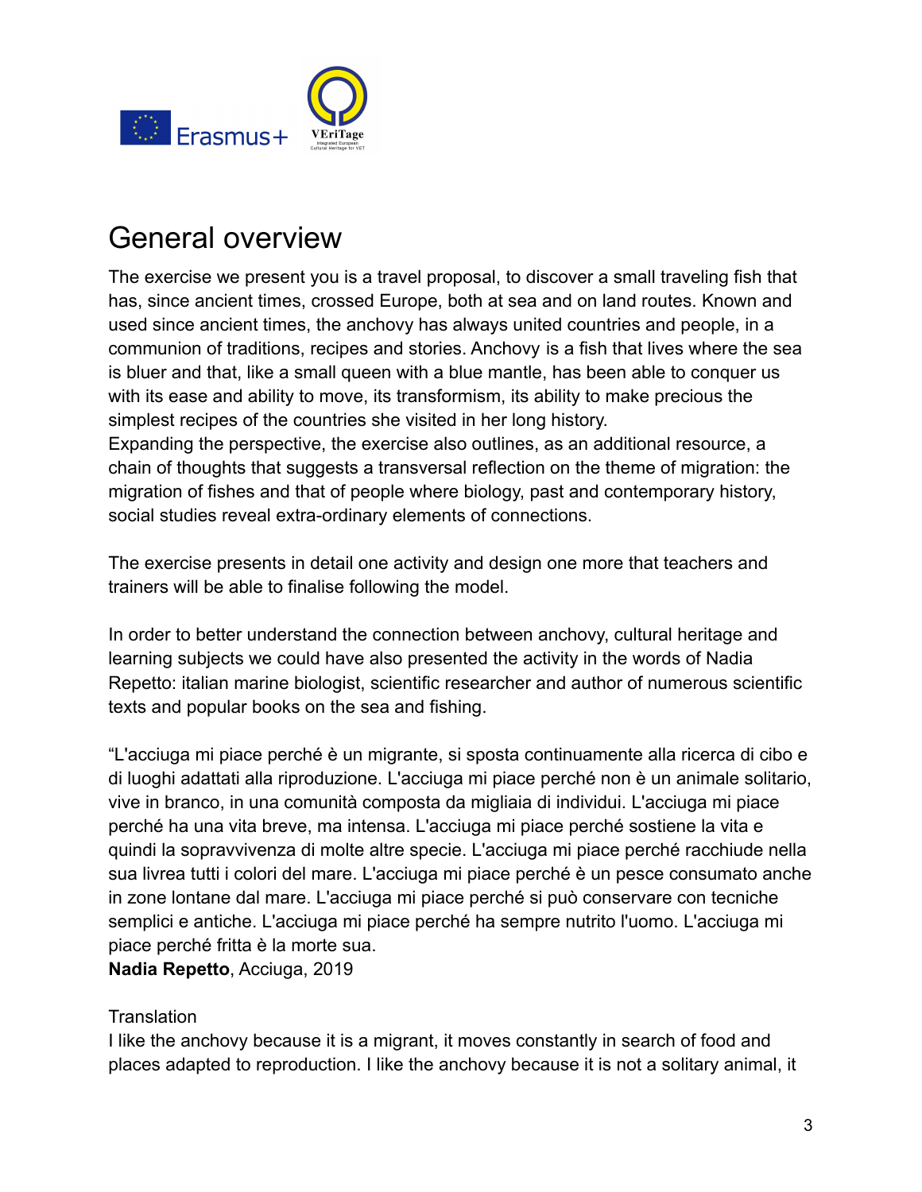# General overview

The exercise we present you is a travel proposal, to discover a small traveling fish that has, since ancient times, crossed Europe, both at sea and on land routes. Known and used since ancient times, the anchovy has always united countries and people, in a communion of traditions, recipes and stories. Anchovy is a fish that lives where the sea is bluer and that, like a small queen with a blue mantle, has been able to conquer us with its ease and ability to move, its transformism, its ability to make precious the simplest recipes of the countries she visited in her long history.
Expanding the perspective, the exercise also outlines, as an additional resource, a chain of thoughts that suggests a transversal reflection on the theme of migration: the migration of fishes and that of people where biology, past and contemporary history, social studies reveal extra-ordinary elements of connections.

The exercise presents in detail one activity and design one more that teachers and trainers will be able to finalise following the model.

In order to better understand the connection between anchovy, cultural heritage and learning subjects we could have also presented the activity in the words of Nadia Repetto: italian marine biologist, scientific researcher and author of numerous scientific texts and popular books on the sea and fishing.

"L'acciuga mi piace perché è un migrante, si sposta continuamente alla ricerca di cibo e di luoghi adattati alla riproduzione. L'acciuga mi piace perché non è un animale solitario, vive in branco, in una comunità composta da migliaia di individui. L'acciuga mi piace perché ha una vita breve, ma intensa. L'acciuga mi piace perché sostiene la vita e quindi la sopravvivenza di molte altre specie. L'acciuga mi piace perché racchiude nella sua livrea tutti i colori del mare. L'acciuga mi piace perché è un pesce consumato anche in zone lontane dal mare. L'acciuga mi piace perché si può conservare con tecniche semplici e antiche. L'acciuga mi piace perché ha sempre nutrito l'uomo. L'acciuga mi piace perché fritta è la morte sua.
**Nadia Repetto**, Acciuga, 2019

Translation
I like the anchovy because it is a migrant, it moves constantly in search of food and places adapted to reproduction. I like the anchovy because it is not a solitary animal, it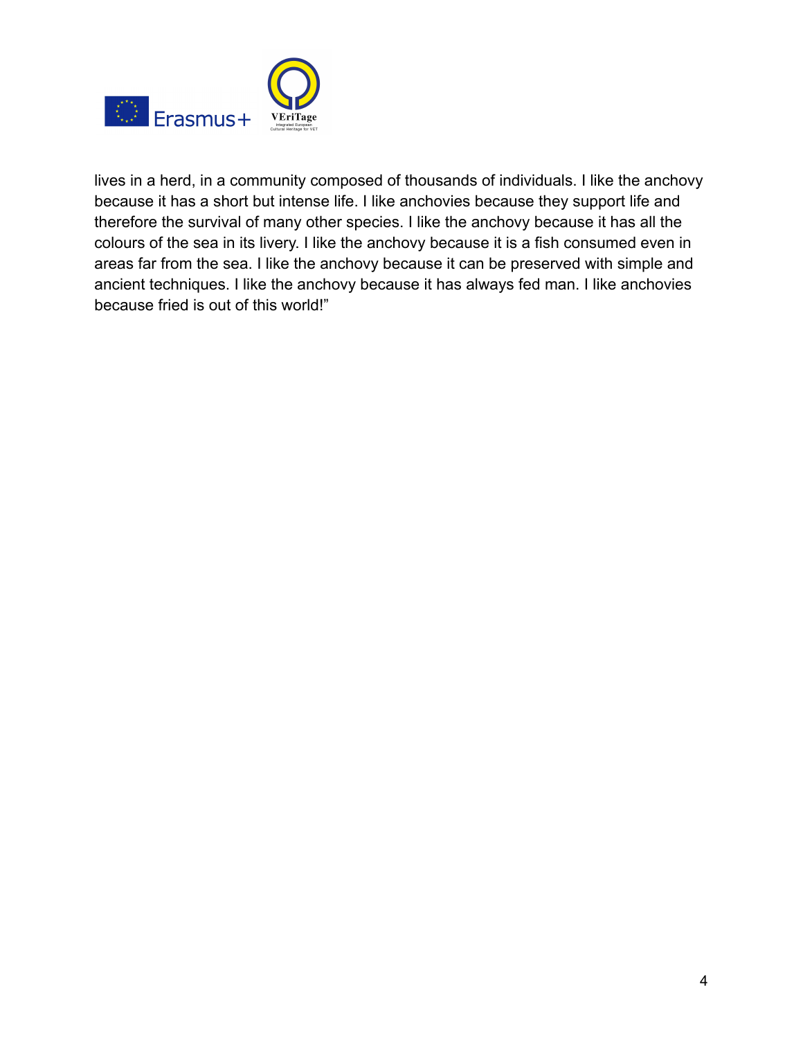lives in a herd, in a community composed of thousands of individuals. I like the anchovy because it has a short but intense life. I like anchovies because they support life and therefore the survival of many other species. I like the anchovy because it has all the colours of the sea in its livery. I like the anchovy because it is a fish consumed even in areas far from the sea. I like the anchovy because it can be preserved with simple and ancient techniques. I like the anchovy because it has always fed man. I like anchovies because fried is out of this world!”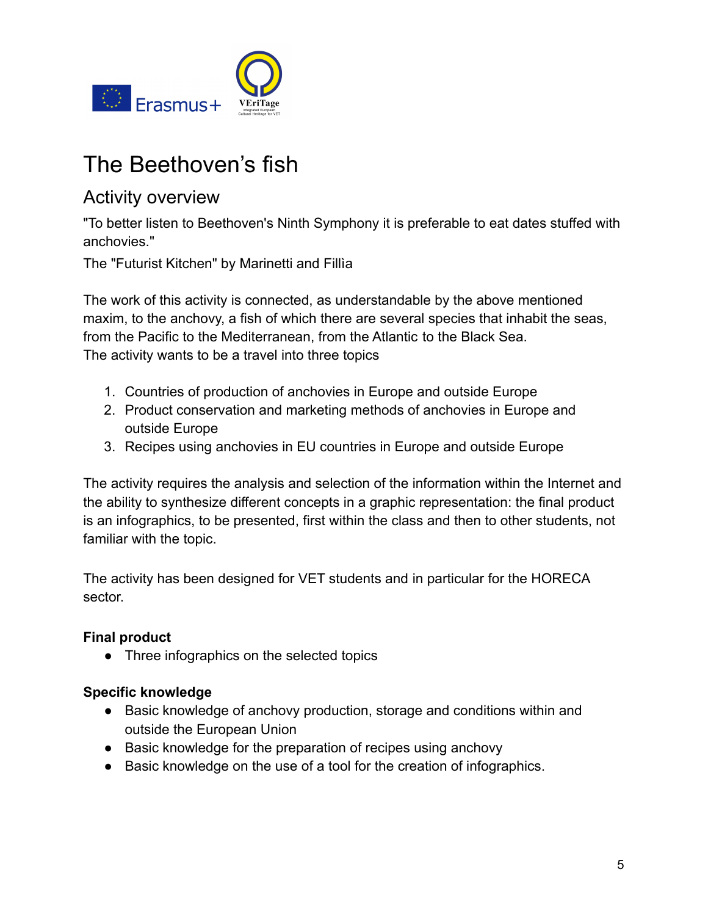# The Beethoven's fish

## Activity overview

"To better listen to Beethoven's Ninth Symphony it is preferable to eat dates stuffed with anchovies."

The "Futurist Kitchen" by Marinetti and Fillìa

The work of this activity is connected, as understandable by the above mentioned maxim, to the anchovy, a fish of which there are several species that inhabit the seas, from the Pacific to the Mediterranean, from the Atlantic to the Black Sea.
The activity wants to be a travel into three topics

1. Countries of production of anchovies in Europe and outside Europe
2. Product conservation and marketing methods of anchovies in Europe and outside Europe
3. Recipes using anchovies in EU countries in Europe and outside Europe

The activity requires the analysis and selection of the information within the Internet and the ability to synthesize different concepts in a graphic representation: the final product is an infographics, to be presented, first within the class and then to other students, not familiar with the topic.

The activity has been designed for VET students and in particular for the HORECA sector.

**Final product**

- Three infographics on the selected topics

**Specific knowledge**

- Basic knowledge of anchovy production, storage and conditions within and outside the European Union
- Basic knowledge for the preparation of recipes using anchovy
- Basic knowledge on the use of a tool for the creation of infographics.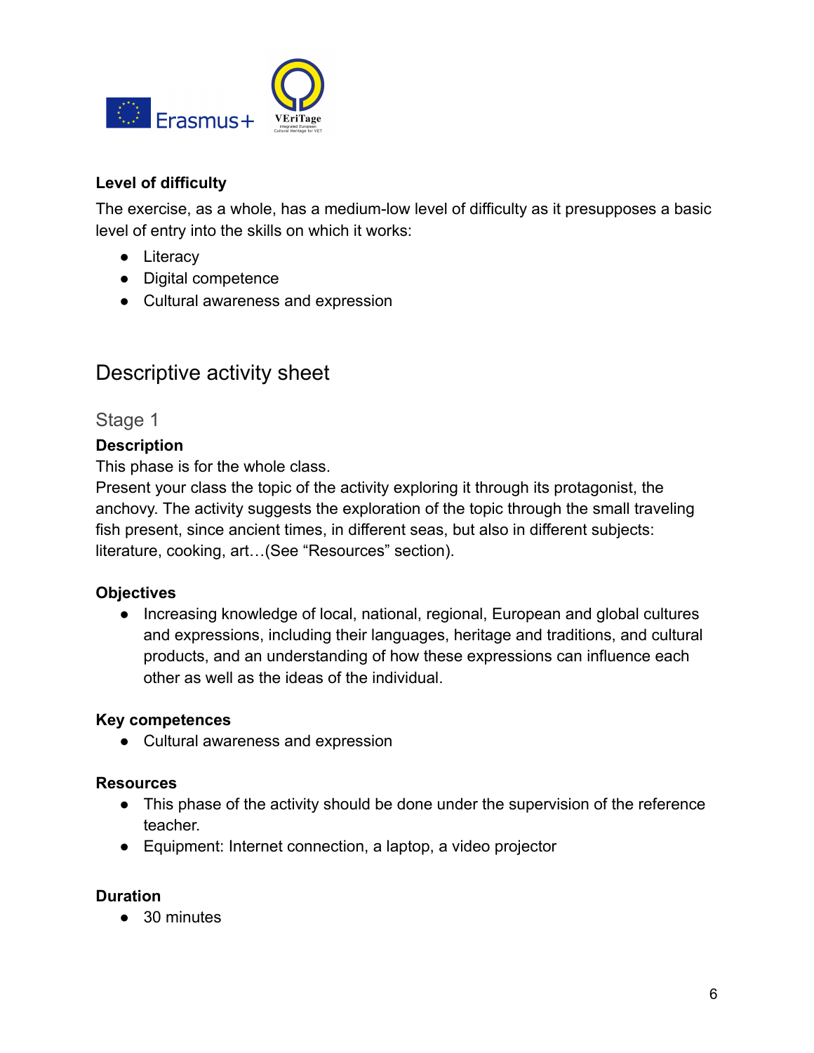**Level of difficulty**

The exercise, as a whole, has a medium-low level of difficulty as it presupposes a basic level of entry into the skills on which it works:

- Literacy
- Digital competence
- Cultural awareness and expression

## Descriptive activity sheet

### Stage 1

**Description**

This phase is for the whole class.

Present your class the topic of the activity exploring it through its protagonist, the anchovy. The activity suggests the exploration of the topic through the small traveling fish present, since ancient times, in different seas, but also in different subjects: literature, cooking, art…(See "Resources" section).

**Objectives**

- Increasing knowledge of local, national, regional, European and global cultures and expressions, including their languages, heritage and traditions, and cultural products, and an understanding of how these expressions can influence each other as well as the ideas of the individual.

**Key competences**

- Cultural awareness and expression

**Resources**

- This phase of the activity should be done under the supervision of the reference teacher.
- Equipment: Internet connection, a laptop, a video projector

**Duration**

- 30 minutes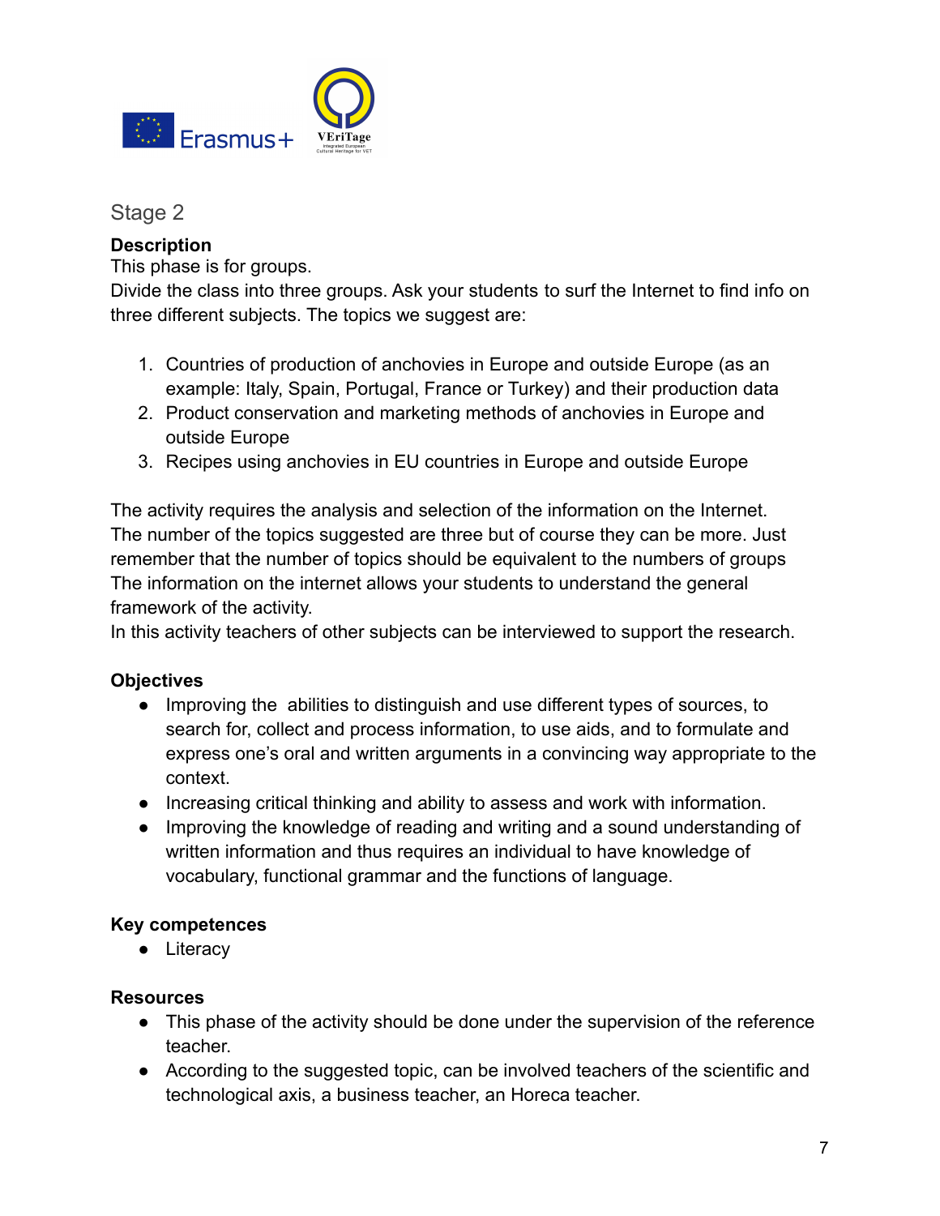## Stage 2

**Description**

This phase is for groups.

Divide the class into three groups. Ask your students to surf the Internet to find info on three different subjects. The topics we suggest are:

1. Countries of production of anchovies in Europe and outside Europe (as an example: Italy, Spain, Portugal, France or Turkey) and their production data
2. Product conservation and marketing methods of anchovies in Europe and outside Europe
3. Recipes using anchovies in EU countries in Europe and outside Europe

The activity requires the analysis and selection of the information on the Internet.
The number of the topics suggested are three but of course they can be more. Just remember that the number of topics should be equivalent to the numbers of groups
The information on the internet allows your students to understand the general framework of the activity.
In this activity teachers of other subjects can be interviewed to support the research.

**Objectives**

- Improving the abilities to distinguish and use different types of sources, to search for, collect and process information, to use aids, and to formulate and express one's oral and written arguments in a convincing way appropriate to the context.
- Increasing critical thinking and ability to assess and work with information.
- Improving the knowledge of reading and writing and a sound understanding of written information and thus requires an individual to have knowledge of vocabulary, functional grammar and the functions of language.

**Key competences**

- Literacy

**Resources**

- This phase of the activity should be done under the supervision of the reference teacher.
- According to the suggested topic, can be involved teachers of the scientific and technological axis, a business teacher, an Horeca teacher.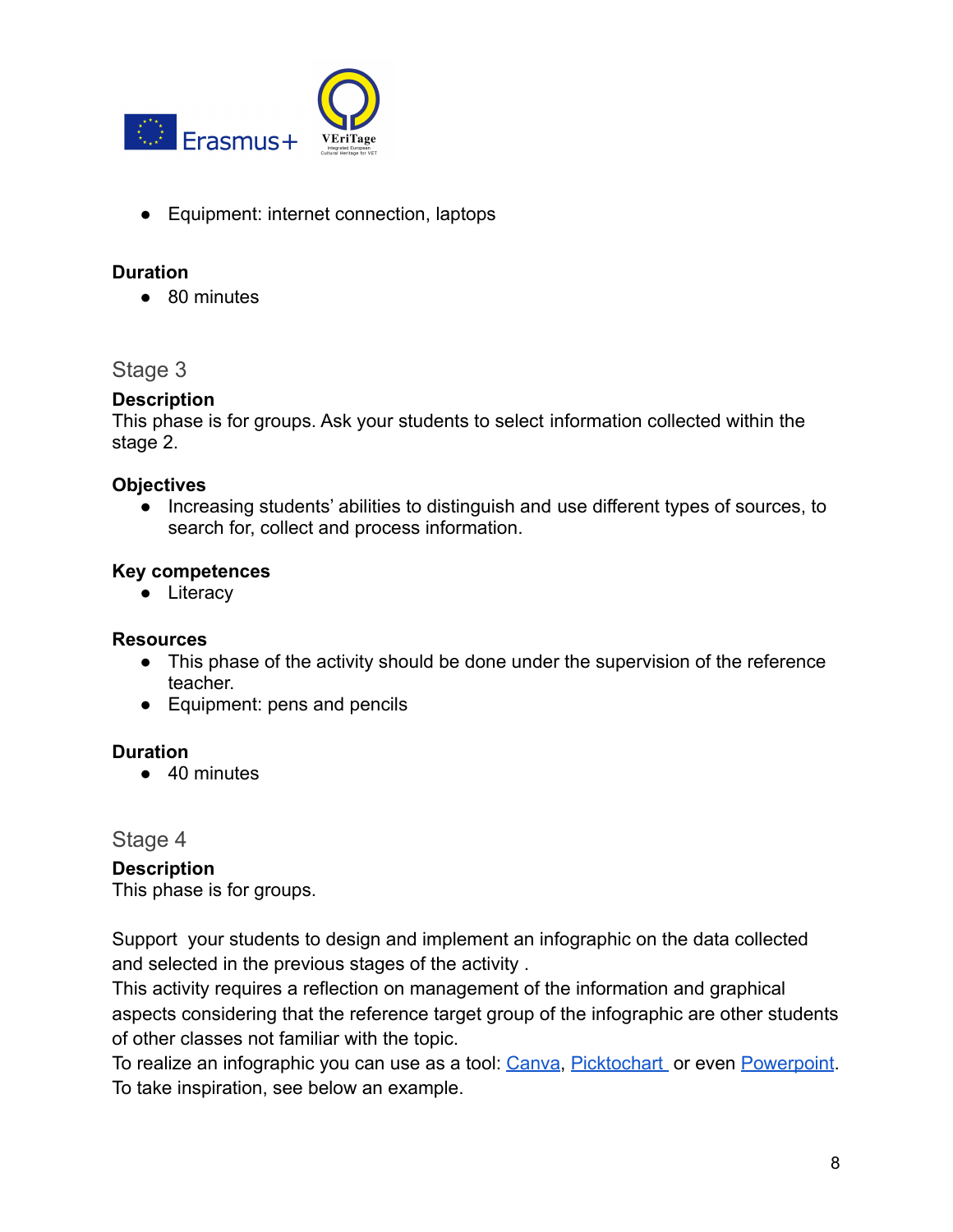- Equipment: internet connection, laptops

**Duration**

- 80 minutes

## Stage 3

**Description**

This phase is for groups. Ask your students to select information collected within the stage 2.

**Objectives**

- Increasing students' abilities to distinguish and use different types of sources, to search for, collect and process information.

**Key competences**

- Literacy

**Resources**

- This phase of the activity should be done under the supervision of the reference teacher.
- Equipment: pens and pencils

**Duration**

- 40 minutes

## Stage 4

**Description**

This phase is for groups.

Support your students to design and implement an infographic on the data collected and selected in the previous stages of the activity .
This activity requires a reflection on management of the information and graphical aspects considering that the reference target group of the infographic are other students of other classes not familiar with the topic.
To realize an infographic you can use as a tool: Canva, Picktochart or even Powerpoint.
To take inspiration, see below an example.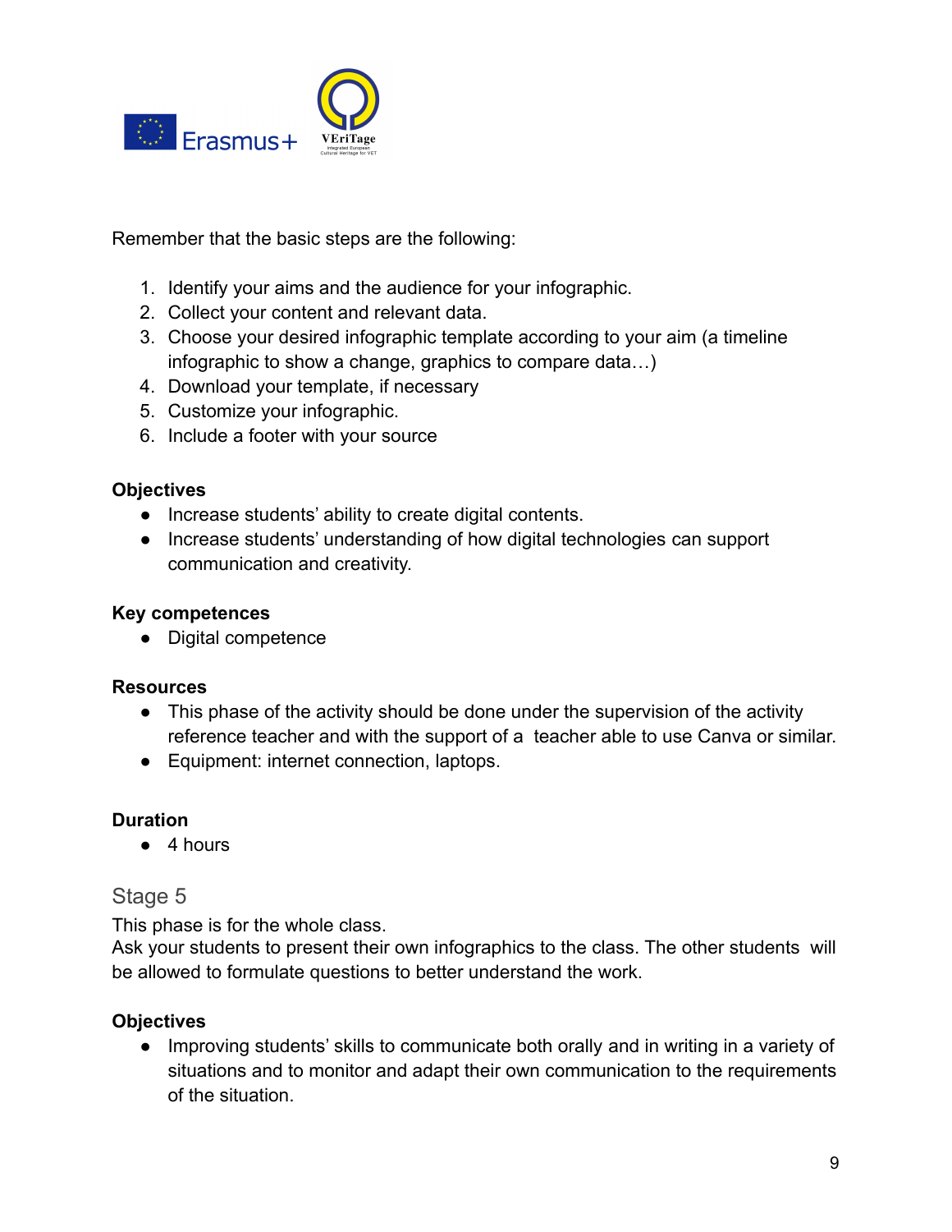Remember that the basic steps are the following:

1. Identify your aims and the audience for your infographic.
2. Collect your content and relevant data.
3. Choose your desired infographic template according to your aim (a timeline infographic to show a change, graphics to compare data…)
4. Download your template, if necessary
5. Customize your infographic.
6. Include a footer with your source

**Objectives**

- Increase students' ability to create digital contents.
- Increase students' understanding of how digital technologies can support communication and creativity.

**Key competences**

- Digital competence

**Resources**

- This phase of the activity should be done under the supervision of the activity reference teacher and with the support of a teacher able to use Canva or similar.
- Equipment: internet connection, laptops.

**Duration**

- 4 hours

## Stage 5

This phase is for the whole class.
Ask your students to present their own infographics to the class. The other students will be allowed to formulate questions to better understand the work.

**Objectives**

- Improving students' skills to communicate both orally and in writing in a variety of situations and to monitor and adapt their own communication to the requirements of the situation.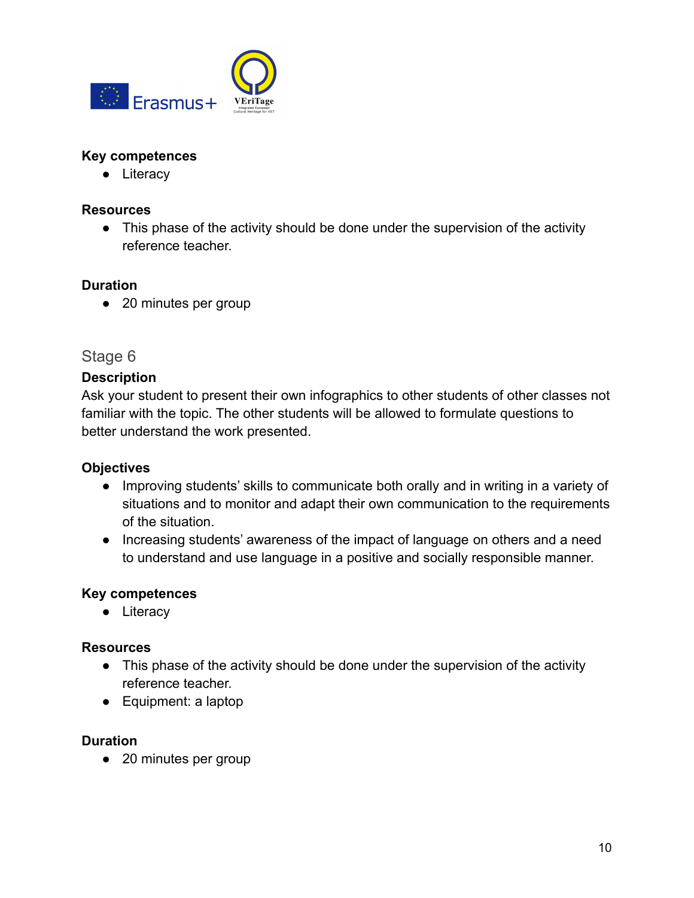**Key competences**

- Literacy

**Resources**

- This phase of the activity should be done under the supervision of the activity reference teacher.

**Duration**

- 20 minutes per group

## Stage 6

**Description**

Ask your student to present their own infographics to other students of other classes not familiar with the topic. The other students will be allowed to formulate questions to better understand the work presented.

**Objectives**

- Improving students' skills to communicate both orally and in writing in a variety of situations and to monitor and adapt their own communication to the requirements of the situation.
- Increasing students' awareness of the impact of language on others and a need to understand and use language in a positive and socially responsible manner.

**Key competences**

- Literacy

**Resources**

- This phase of the activity should be done under the supervision of the activity reference teacher.
- Equipment: a laptop

**Duration**

- 20 minutes per group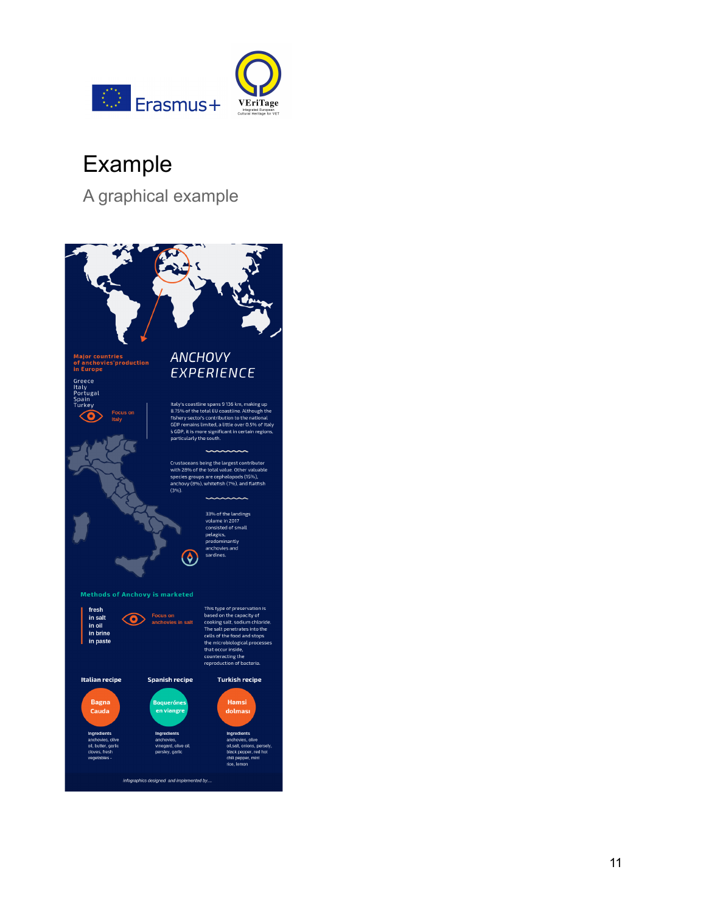# Example

A graphical example

**Major countries of anchovies'production in Europe**

Greece
Italy
Portugal
Spain
Turkey

Focus on Italy

## ANCHOVY EXPERIENCE

Italy's coastline spans 9 136 km, making up 8.75% of the total EU coastline. Although the fishery sector's contribution to the national GDP remains limited, a little over 0.5% of Italy s GDP, it is more significant in certain regions, particularly the south.

Crustaceans being the largest contributor with 28% of the total value. Other valuable species groups are cephalopods (15%), anchovy (8%), whitefish (7%), and flatfish (3%).

33% of the landings volume in 2017 consisted of small pelagics, predominantly anchovies and sardines.

**Methods of Anchovy is marketed**

- fresh
- in salt
- in oil
- in brine
- in paste

Focus on anchovies in salt

This type of preservation is based on the capacity of cooking salt, sodium chloride. The salt penetrates into the cells of the food and stops the microbiological processes that occur inside, counteracting the reproduction of bacteria.

**Italian recipe**

Bagna Cauda

Ingredients: anchovies, olive oil, butter, garlic cloves, fresh vegetables -

**Spanish recipe**

Boquerónes en viangre

Ingredients: anchovies, vinegard, olive oil, persley, garlic

**Turkish recipe**

Hamsi dolması

Ingredients: anchovies, olive oil,salt, onions, persely, black pepper, red hot chili pepper, mint rice, lemon

*infographics designed and implemented by....*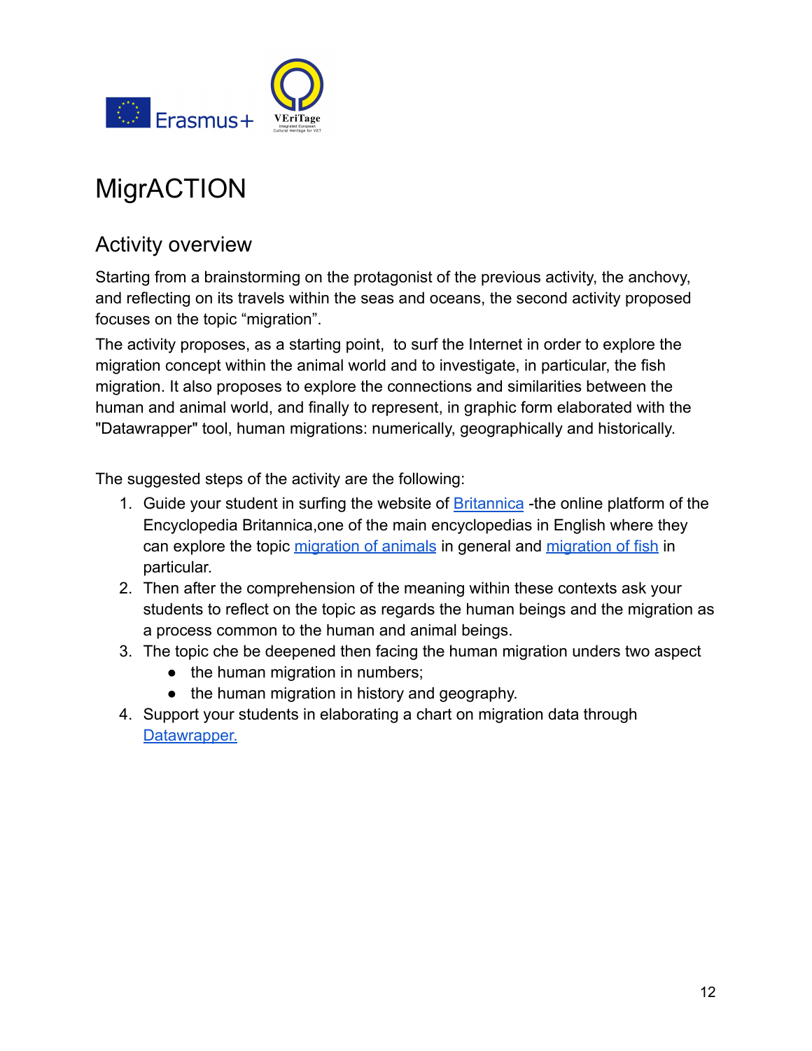# MigrACTION

## Activity overview

Starting from a brainstorming on the protagonist of the previous activity, the anchovy, and reflecting on its travels within the seas and oceans, the second activity proposed focuses on the topic “migration”.

The activity proposes, as a starting point,  to surf the Internet in order to explore the migration concept within the animal world and to investigate, in particular, the fish migration. It also proposes to explore the connections and similarities between the human and animal world, and finally to represent, in graphic form elaborated with the "Datawrapper" tool, human migrations: numerically, geographically and historically.

The suggested steps of the activity are the following:

1. Guide your student in surfing the website of Britannica -the online platform of the Encyclopedia Britannica,one of the main encyclopedias in English where they can explore the topic migration of animals in general and migration of fish in particular.
2. Then after the comprehension of the meaning within these contexts ask your students to reflect on the topic as regards the human beings and the migration as a process common to the human and animal beings.
3. The topic che be deepened then facing the human migration unders two aspect
   - the human migration in numbers;
   - the human migration in history and geography.
4. Support your students in elaborating a chart on migration data through Datawrapper.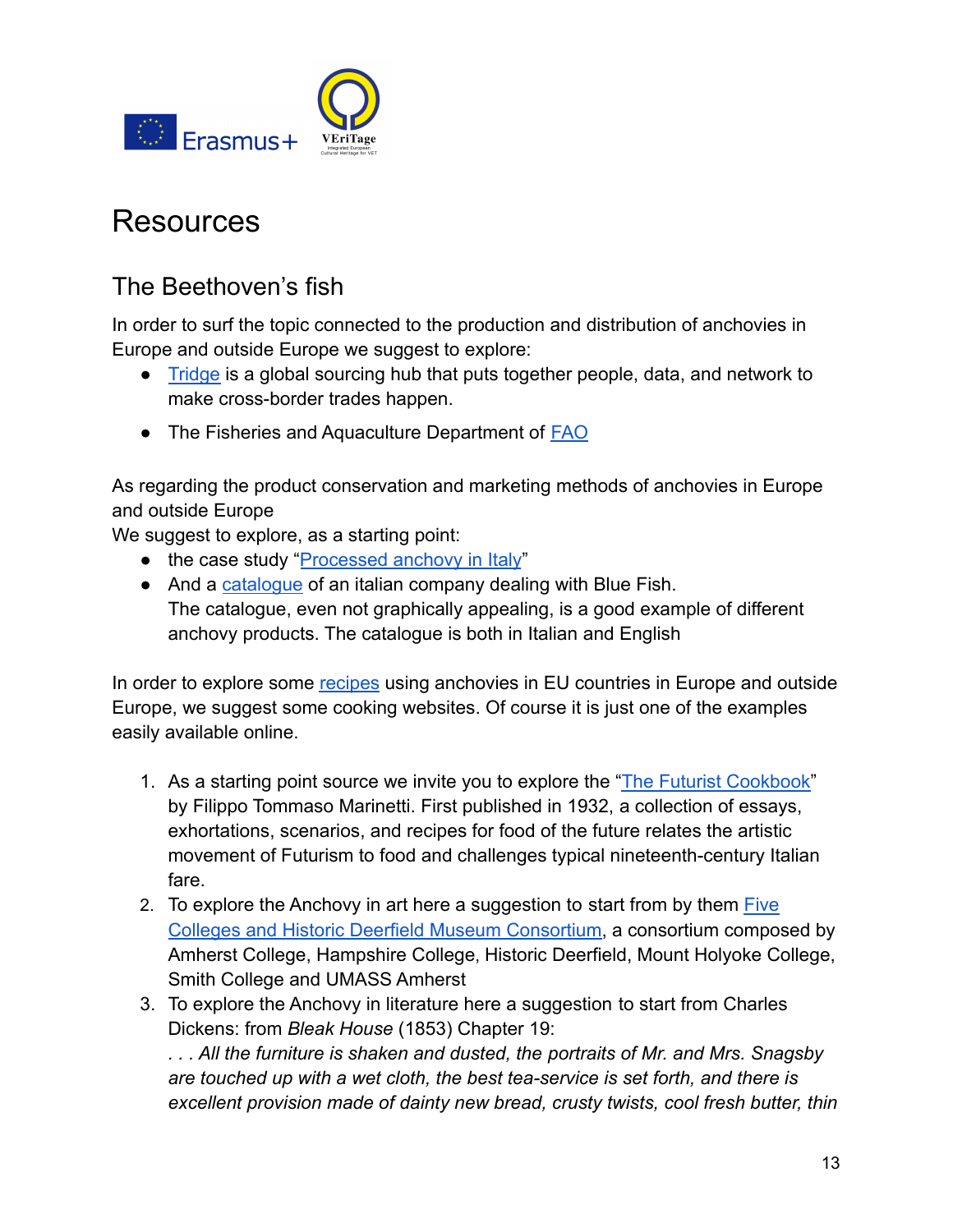# Resources

## The Beethoven's fish

In order to surf the topic connected to the production and distribution of anchovies in Europe and outside Europe we suggest to explore:

- Tridge is a global sourcing hub that puts together people, data, and network to make cross-border trades happen.
- The Fisheries and Aquaculture Department of FAO

As regarding the product conservation and marketing methods of anchovies in Europe and outside Europe
We suggest to explore, as a starting point:

- the case study "Processed anchovy in Italy"
- And a catalogue of an italian company dealing with Blue Fish.
  The catalogue, even not graphically appealing, is a good example of different anchovy products. The catalogue is both in Italian and English

In order to explore some recipes using anchovies in EU countries in Europe and outside Europe, we suggest some cooking websites. Of course it is just one of the examples easily available online.

1. As a starting point source we invite you to explore the "The Futurist Cookbook" by Filippo Tommaso Marinetti. First published in 1932, a collection of essays, exhortations, scenarios, and recipes for food of the future relates the artistic movement of Futurism to food and challenges typical nineteenth-century Italian fare.
2. To explore the Anchovy in art here a suggestion to start from by them Five Colleges and Historic Deerfield Museum Consortium, a consortium composed by Amherst College, Hampshire College, Historic Deerfield, Mount Holyoke College, Smith College and UMASS Amherst
3. To explore the Anchovy in literature here a suggestion to start from Charles Dickens: from *Bleak House* (1853) Chapter 19:
   *. . . All the furniture is shaken and dusted, the portraits of Mr. and Mrs. Snagsby are touched up with a wet cloth, the best tea-service is set forth, and there is excellent provision made of dainty new bread, crusty twists, cool fresh butter, thin*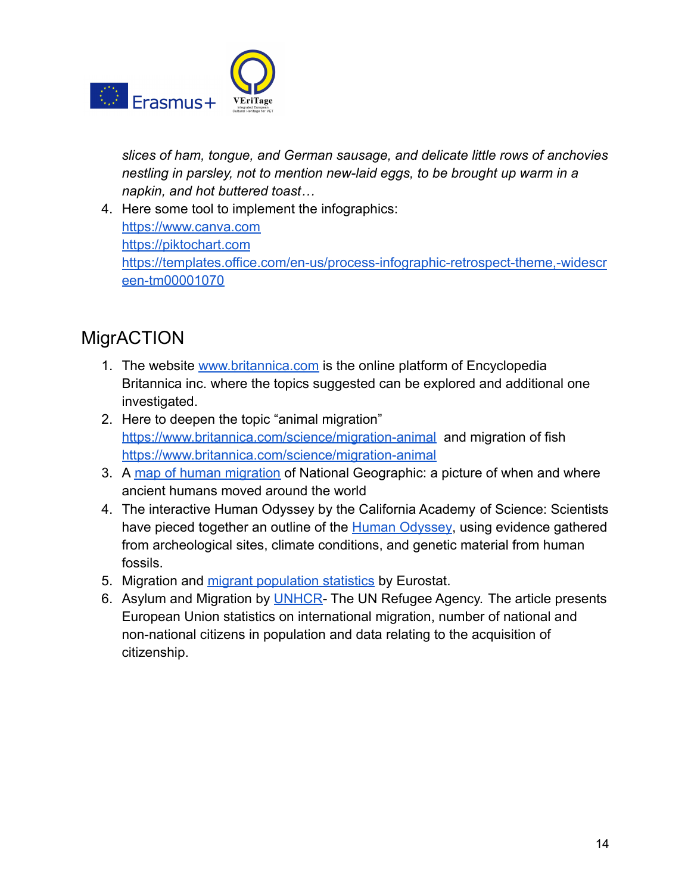*slices of ham, tongue, and German sausage, and delicate little rows of anchovies nestling in parsley, not to mention new-laid eggs, to be brought up warm in a napkin, and hot buttered toast…*

4. Here some tool to implement the infographics:
   https://www.canva.com
   https://piktochart.com
   https://templates.office.com/en-us/process-infographic-retrospect-theme,-widescreen-tm00001070

## MigrACTION

1. The website www.britannica.com is the online platform of Encyclopedia Britannica inc. where the topics suggested can be explored and additional one investigated.
2. Here to deepen the topic "animal migration" https://www.britannica.com/science/migration-animal and migration of fish https://www.britannica.com/science/migration-animal
3. A map of human migration of National Geographic: a picture of when and where ancient humans moved around the world
4. The interactive Human Odyssey by the California Academy of Science: Scientists have pieced together an outline of the Human Odyssey, using evidence gathered from archeological sites, climate conditions, and genetic material from human fossils.
5. Migration and migrant population statistics by Eurostat.
6. Asylum and Migration by UNHCR- The UN Refugee Agency. The article presents European Union statistics on international migration, number of national and non-national citizens in population and data relating to the acquisition of citizenship.